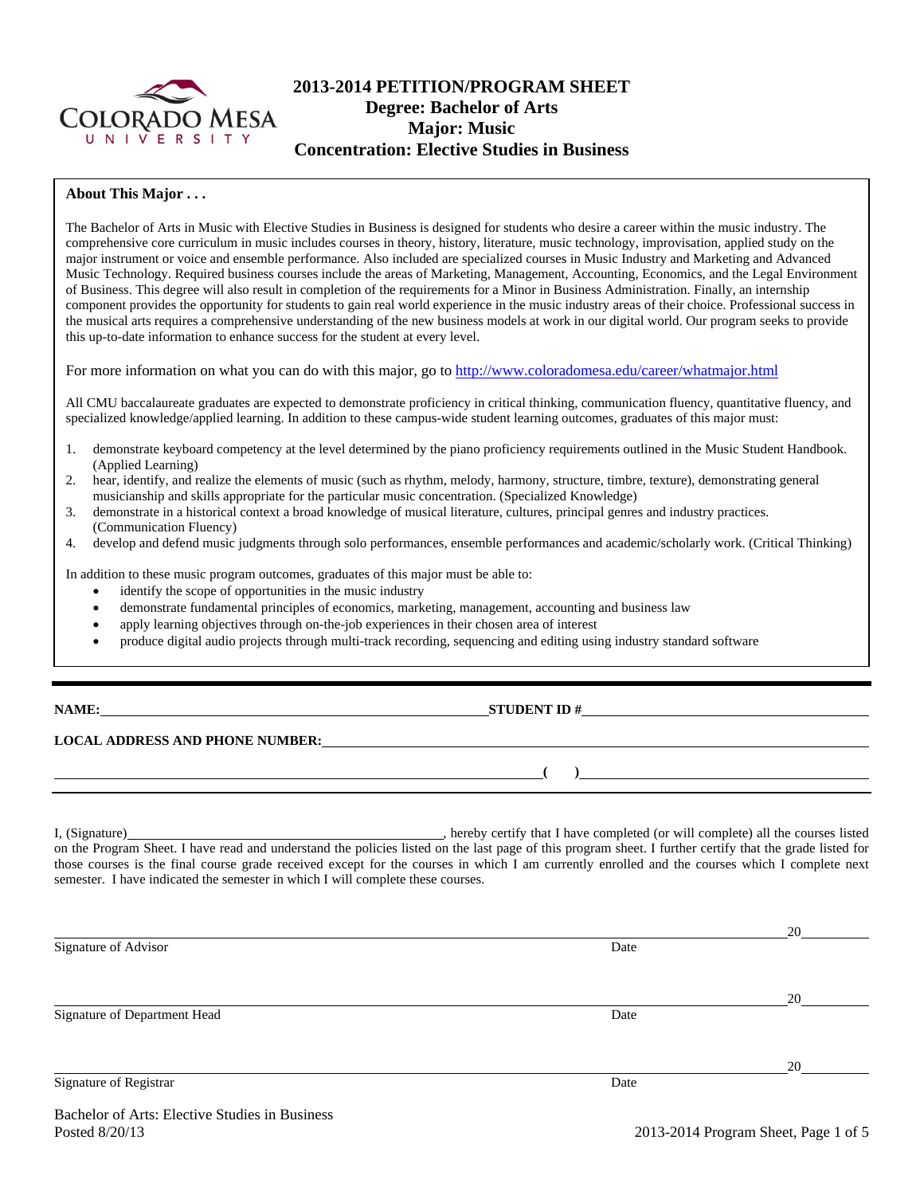COLORADO MESA UNIVERSITY

# 2013-2014 PETITION/PROGRAM SHEET
## Degree: Bachelor of Arts
## Major: Music
## Concentration: Elective Studies in Business

**About This Major . . .**

The Bachelor of Arts in Music with Elective Studies in Business is designed for students who desire a career within the music industry. The comprehensive core curriculum in music includes courses in theory, history, literature, music technology, improvisation, applied study on the major instrument or voice and ensemble performance. Also included are specialized courses in Music Industry and Marketing and Advanced Music Technology. Required business courses include the areas of Marketing, Management, Accounting, Economics, and the Legal Environment of Business. This degree will also result in completion of the requirements for a Minor in Business Administration. Finally, an internship component provides the opportunity for students to gain real world experience in the music industry areas of their choice. Professional success in the musical arts requires a comprehensive understanding of the new business models at work in our digital world. Our program seeks to provide this up-to-date information to enhance success for the student at every level.

For more information on what you can do with this major, go to http://www.coloradomesa.edu/career/whatmajor.html

All CMU baccalaureate graduates are expected to demonstrate proficiency in critical thinking, communication fluency, quantitative fluency, and specialized knowledge/applied learning. In addition to these campus-wide student learning outcomes, graduates of this major must:

1. demonstrate keyboard competency at the level determined by the piano proficiency requirements outlined in the Music Student Handbook. (Applied Learning)
2. hear, identify, and realize the elements of music (such as rhythm, melody, harmony, structure, timbre, texture), demonstrating general musicianship and skills appropriate for the particular music concentration. (Specialized Knowledge)
3. demonstrate in a historical context a broad knowledge of musical literature, cultures, principal genres and industry practices. (Communication Fluency)
4. develop and defend music judgments through solo performances, ensemble performances and academic/scholarly work. (Critical Thinking)

In addition to these music program outcomes, graduates of this major must be able to:

- identify the scope of opportunities in the music industry
- demonstrate fundamental principles of economics, marketing, management, accounting and business law
- apply learning objectives through on-the-job experiences in their chosen area of interest
- produce digital audio projects through multi-track recording, sequencing and editing using industry standard software

---

**NAME:** ______________________ **STUDENT ID #** ______________________

**LOCAL ADDRESS AND PHONE NUMBER:** ______________________

______________________ **( )** ______________________

I, (Signature)______________________, hereby certify that I have completed (or will complete) all the courses listed on the Program Sheet. I have read and understand the policies listed on the last page of this program sheet. I further certify that the grade listed for those courses is the final course grade received except for the courses in which I am currently enrolled and the courses which I complete next semester. I have indicated the semester in which I will complete these courses.

______________________ 20____
Signature of Advisor Date

______________________ 20____
Signature of Department Head Date

______________________ 20____
Signature of Registrar Date

Bachelor of Arts: Elective Studies in Business
Posted 8/20/13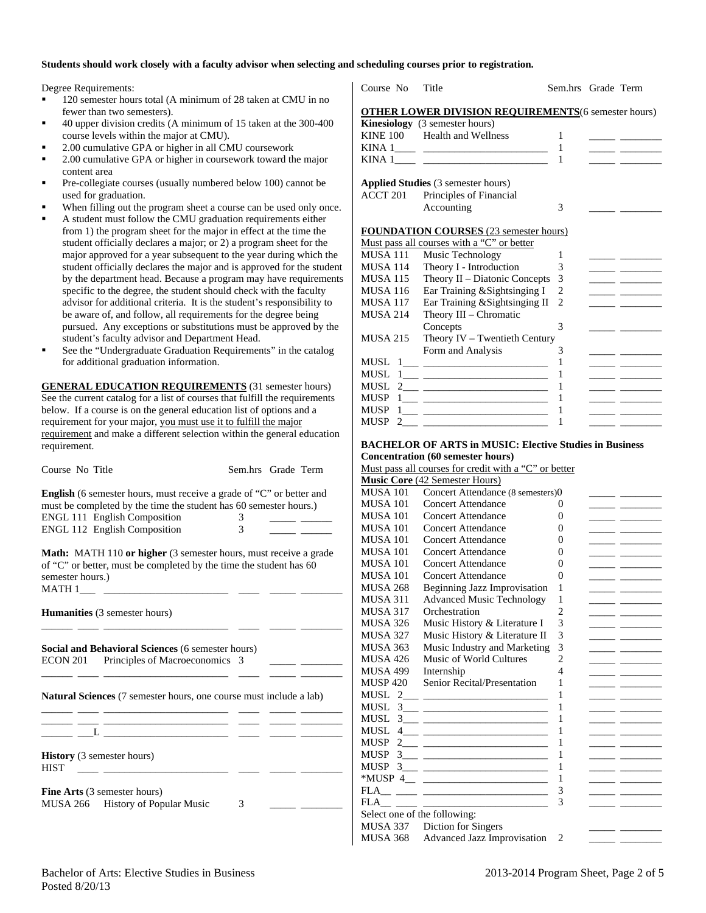**Students should work closely with a faculty advisor when selecting and scheduling courses prior to registration.**

Degree Requirements:

- 120 semester hours total (A minimum of 28 taken at CMU in no fewer than two semesters).
- 40 upper division credits (A minimum of 15 taken at the 300-400 course levels within the major at CMU).
- 2.00 cumulative GPA or higher in all CMU coursework
- 2.00 cumulative GPA or higher in coursework toward the major content area
- Pre-collegiate courses (usually numbered below 100) cannot be used for graduation.
- When filling out the program sheet a course can be used only once.
- A student must follow the CMU graduation requirements either from 1) the program sheet for the major in effect at the time the student officially declares a major; or 2) a program sheet for the major approved for a year subsequent to the year during which the student officially declares the major and is approved for the student by the department head. Because a program may have requirements specific to the degree, the student should check with the faculty advisor for additional criteria. It is the student's responsibility to be aware of, and follow, all requirements for the degree being pursued. Any exceptions or substitutions must be approved by the student's faculty advisor and Department Head.
- See the "Undergraduate Graduation Requirements" in the catalog for additional graduation information.

**GENERAL EDUCATION REQUIREMENTS** (31 semester hours) See the current catalog for a list of courses that fulfill the requirements below. If a course is on the general education list of options and a requirement for your major, you must use it to fulfill the major requirement and make a different selection within the general education requirement.

| Course No | Title | Sem.hrs | Grade | Term |
|---|---|---|---|---|
| **English** (6 semester hours, must receive a grade of "C" or better and must be completed by the time the student has 60 semester hours.) | | | | |
| ENGL 111 | English Composition | 3 | _____ | ______ |
| ENGL 112 | English Composition | 3 | _____ | ______ |
| **Math:** MATH 110 **or higher** (3 semester hours, must receive a grade of "C" or better, must be completed by the time the student has 60 semester hours.) | | | | |
| MATH 1___ | ________________________ | ____ | _____ | ________ |
| **Humanities** (3 semester hours) | | | | |
| ______ ____ | ________________________ | ____ | _____ | ________ |
| **Social and Behavioral Sciences** (6 semester hours) | | | | |
| ECON 201 | Principles of Macroeconomics | 3 | _____ | ________ |
| ______ ____ | ________________________ | ____ | _____ | ________ |
| **Natural Sciences** (7 semester hours, one course must include a lab) | | | | |
| ______ ____ | ________________________ | ____ | _____ | ________ |
| ______ ____ | ________________________ | ____ | _____ | ________ |
| ______ ___L | ________________________ | ____ | _____ | ________ |
| **History** (3 semester hours) | | | | |
| HIST ____ | ________________________ | ____ | _____ | ________ |
| **Fine Arts** (3 semester hours) | | | | |
| MUSA 266 | History of Popular Music | 3 | _____ | ________ |

| Course No | Title | Sem.hrs | Grade | Term |
|---|---|---|---|---|
| **OTHER LOWER DIVISION REQUIREMENTS** (6 semester hours) | | | | |
| **Kinesiology** (3 semester hours) | | | | |
| KINE 100 | Health and Wellness | 1 | _____ | ________ |
| KINA 1____ | ________________________ | 1 | _____ | ________ |
| KINA 1____ | ________________________ | 1 | _____ | ________ |
| **Applied Studies** (3 semester hours) | | | | |
| ACCT 201 | Principles of Financial Accounting | 3 | _____ | ________ |
| **FOUNDATION COURSES** (23 semester hours) | | | | |
| Must pass all courses with a "C" or better | | | | |
| MUSA 111 | Music Technology | 1 | _____ | ________ |
| MUSA 114 | Theory I - Introduction | 3 | _____ | ________ |
| MUSA 115 | Theory II – Diatonic Concepts | 3 | _____ | ________ |
| MUSA 116 | Ear Training &Sightsinging I | 2 | _____ | ________ |
| MUSA 117 | Ear Training &Sightsinging II | 2 | _____ | ________ |
| MUSA 214 | Theory III – Chromatic Concepts | 3 | _____ | ________ |
| MUSA 215 | Theory IV – Twentieth Century Form and Analysis | 3 | _____ | ________ |
| MUSL 1___ | ________________________ | 1 | _____ | ________ |
| MUSL 1___ | ________________________ | 1 | _____ | ________ |
| MUSL 2___ | ________________________ | 1 | _____ | ________ |
| MUSP 1___ | ________________________ | 1 | _____ | ________ |
| MUSP 1___ | ________________________ | 1 | _____ | ________ |
| MUSP 2___ | ________________________ | 1 | _____ | ________ |

**BACHELOR OF ARTS in MUSIC: Elective Studies in Business Concentration (60 semester hours)**

Must pass all courses for credit with a "C" or better

| Course No | Title | Sem.hrs | Grade | Term |
|---|---|---|---|---|
| **Music Core** (42 Semester Hours) | | | | |
| MUSA 101 | Concert Attendance (8 semesters) | 0 | _____ | ________ |
| MUSA 101 | Concert Attendance | 0 | _____ | ________ |
| MUSA 101 | Concert Attendance | 0 | _____ | ________ |
| MUSA 101 | Concert Attendance | 0 | _____ | ________ |
| MUSA 101 | Concert Attendance | 0 | _____ | ________ |
| MUSA 101 | Concert Attendance | 0 | _____ | ________ |
| MUSA 101 | Concert Attendance | 0 | _____ | ________ |
| MUSA 101 | Concert Attendance | 0 | _____ | ________ |
| MUSA 268 | Beginning Jazz Improvisation | 1 | _____ | ________ |
| MUSA 311 | Advanced Music Technology | 1 | _____ | ________ |
| MUSA 317 | Orchestration | 2 | _____ | ________ |
| MUSA 326 | Music History & Literature I | 3 | _____ | ________ |
| MUSA 327 | Music History & Literature II | 3 | _____ | ________ |
| MUSA 363 | Music Industry and Marketing | 3 | _____ | ________ |
| MUSA 426 | Music of World Cultures | 2 | _____ | ________ |
| MUSA 499 | Internship | 4 | _____ | ________ |
| MUSP 420 | Senior Recital/Presentation | 1 | _____ | ________ |
| MUSL 2___ | ________________________ | 1 | _____ | ________ |
| MUSL 3___ | ________________________ | 1 | _____ | ________ |
| MUSL 3___ | ________________________ | 1 | _____ | ________ |
| MUSL 4___ | ________________________ | 1 | _____ | ________ |
| MUSP 2___ | ________________________ | 1 | _____ | ________ |
| MUSP 3___ | ________________________ | 1 | _____ | ________ |
| MUSP 3___ | ________________________ | 1 | _____ | ________ |
| *MUSP 4__ | ________________________ | 1 | _____ | ________ |
| FLA__ ____ | ________________________ | 3 | _____ | ________ |
| FLA__ ____ | ________________________ | 3 | _____ | ________ |
| Select one of the following: | | | | |
| MUSA 337 | Diction for Singers | | _____ | ________ |
| MUSA 368 | Advanced Jazz Improvisation | 2 | _____ | ________ |

Bachelor of Arts: Elective Studies in Business
Posted 8/20/13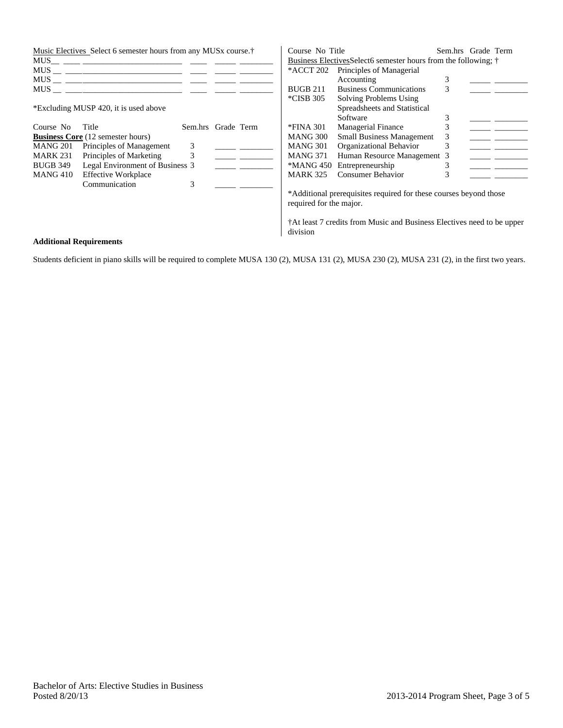Music Electives Select 6 semester hours from any MUSx course.†

| Course No | Title | Sem.hrs | Grade | Term |
|---|---|---|---|---|
| MUS__ ____ | ________________________ | ____ | _____ | ________ |
| MUS __ ____ | ________________________ | ____ | _____ | ________ |
| MUS __ ____ | ________________________ | ____ | _____ | ________ |
| MUS __ ____ | ________________________ | ____ | _____ | ________ |

*Excluding MUSP 420, it is used above

| Course No | Title | Sem.hrs | Grade | Term |
|---|---|---|---|---|
| **Business Core** (12 semester hours) | | | | |
| MANG 201 | Principles of Management | 3 | _____ | ________ |
| MARK 231 | Principles of Marketing | 3 | _____ | ________ |
| BUGB 349 | Legal Environment of Business | 3 | _____ | ________ |
| MANG 410 | Effective Workplace Communication | 3 | _____ | ________ |

| Course No | Title | Sem.hrs | Grade | Term |
|---|---|---|---|---|
| Business Electives Select 6 semester hours from the following; † | | | | |
| *ACCT 202 | Principles of Managerial Accounting | 3 | _____ | ________ |
| BUGB 211 | Business Communications | 3 | _____ | ________ |
| *CISB 305 | Solving Problems Using Spreadsheets and Statistical Software | 3 | _____ | ________ |
| *FINA 301 | Managerial Finance | 3 | _____ | ________ |
| MANG 300 | Small Business Management | 3 | _____ | ________ |
| MANG 301 | Organizational Behavior | 3 | _____ | ________ |
| MANG 371 | Human Resource Management | 3 | _____ | ________ |
| *MANG 450 | Entrepreneurship | 3 | _____ | ________ |
| MARK 325 | Consumer Behavior | 3 | _____ | ________ |

*Additional prerequisites required for these courses beyond those required for the major.

†At least 7 credits from Music and Business Electives need to be upper division

**Additional Requirements**

Students deficient in piano skills will be required to complete MUSA 130 (2), MUSA 131 (2), MUSA 230 (2), MUSA 231 (2), in the first two years.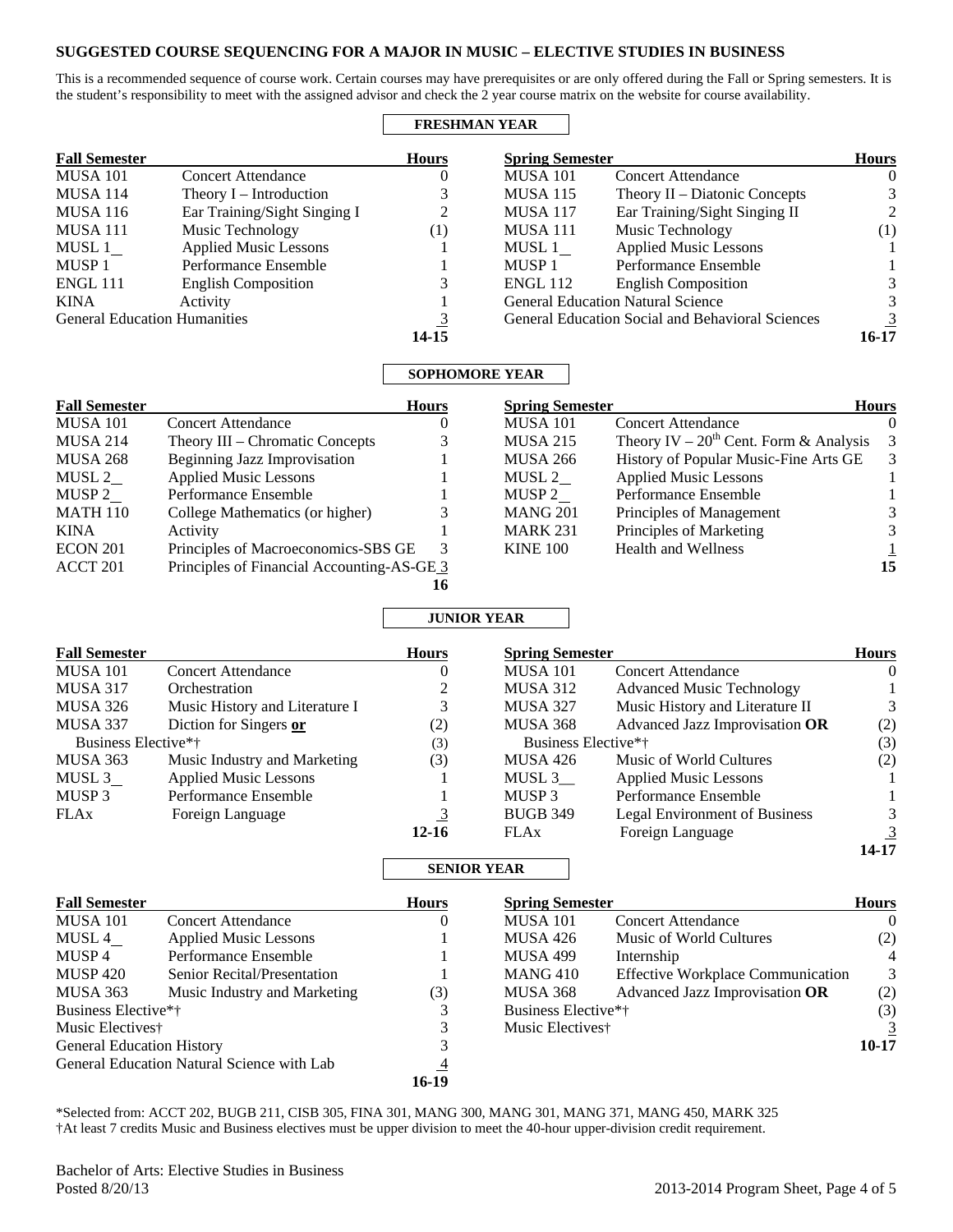# SUGGESTED COURSE SEQUENCING FOR A MAJOR IN MUSIC – ELECTIVE STUDIES IN BUSINESS

This is a recommended sequence of course work. Certain courses may have prerequisites or are only offered during the Fall or Spring semesters. It is the student's responsibility to meet with the assigned advisor and check the 2 year course matrix on the website for course availability.

## FRESHMAN YEAR

| Fall Semester | | Hours | Spring Semester | | Hours |
|---|---|---|---|---|---|
| MUSA 101 | Concert Attendance | 0 | MUSA 101 | Concert Attendance | 0 |
| MUSA 114 | Theory I – Introduction | 3 | MUSA 115 | Theory II – Diatonic Concepts | 3 |
| MUSA 116 | Ear Training/Sight Singing I | 2 | MUSA 117 | Ear Training/Sight Singing II | 2 |
| MUSA 111 | Music Technology | (1) | MUSA 111 | Music Technology | (1) |
| MUSL 1__ | Applied Music Lessons | 1 | MUSL 1__ | Applied Music Lessons | 1 |
| MUSP 1 | Performance Ensemble | 1 | MUSP 1 | Performance Ensemble | 1 |
| ENGL 111 | English Composition | 3 | ENGL 112 | English Composition | 3 |
| KINA | Activity | 1 | General Education Natural Science | | 3 |
| General Education Humanities | | 3 | General Education Social and Behavioral Sciences | | 3 |
| | | 14-15 | | | 16-17 |

## SOPHOMORE YEAR

| Fall Semester | | Hours | Spring Semester | | Hours |
|---|---|---|---|---|---|
| MUSA 101 | Concert Attendance | 0 | MUSA 101 | Concert Attendance | 0 |
| MUSA 214 | Theory III – Chromatic Concepts | 3 | MUSA 215 | Theory IV – 20th Cent. Form & Analysis | 3 |
| MUSA 268 | Beginning Jazz Improvisation | 1 | MUSA 266 | History of Popular Music-Fine Arts GE | 3 |
| MUSL 2__ | Applied Music Lessons | 1 | MUSL 2__ | Applied Music Lessons | 1 |
| MUSP 2__ | Performance Ensemble | 1 | MUSP 2__ | Performance Ensemble | 1 |
| MATH 110 | College Mathematics (or higher) | 3 | MANG 201 | Principles of Management | 3 |
| KINA | Activity | 1 | MARK 231 | Principles of Marketing | 3 |
| ECON 201 | Principles of Macroeconomics-SBS GE | 3 | KINE 100 | Health and Wellness | 1 |
| ACCT 201 | Principles of Financial Accounting-AS-GE | 3 | | | 15 |
| | | 16 | | | |

## JUNIOR YEAR

| Fall Semester | | Hours | Spring Semester | | Hours |
|---|---|---|---|---|---|
| MUSA 101 | Concert Attendance | 0 | MUSA 101 | Concert Attendance | 0 |
| MUSA 317 | Orchestration | 2 | MUSA 312 | Advanced Music Technology | 1 |
| MUSA 326 | Music History and Literature I | 3 | MUSA 327 | Music History and Literature II | 3 |
| MUSA 337 | Diction for Singers **or** | (2) | MUSA 368 | Advanced Jazz Improvisation **OR** | (2) |
| Business Elective*† | | (3) | Business Elective*† | | (3) |
| MUSA 363 | Music Industry and Marketing | (3) | MUSA 426 | Music of World Cultures | (2) |
| MUSL 3__ | Applied Music Lessons | 1 | MUSL 3__ | Applied Music Lessons | 1 |
| MUSP 3 | Performance Ensemble | 1 | MUSP 3 | Performance Ensemble | 1 |
| FLAx | Foreign Language | 3 | BUGB 349 | Legal Environment of Business | 3 |
| | | 12-16 | FLAx | Foreign Language | 3 |
| | | | | | 14-17 |

## SENIOR YEAR

| Fall Semester | | Hours | Spring Semester | | Hours |
|---|---|---|---|---|---|
| MUSA 101 | Concert Attendance | 0 | MUSA 101 | Concert Attendance | 0 |
| MUSL 4__ | Applied Music Lessons | 1 | MUSA 426 | Music of World Cultures | (2) |
| MUSP 4 | Performance Ensemble | 1 | MUSA 499 | Internship | 4 |
| MUSP 420 | Senior Recital/Presentation | 1 | MANG 410 | Effective Workplace Communication | 3 |
| MUSA 363 | Music Industry and Marketing | (3) | MUSA 368 | Advanced Jazz Improvisation **OR** | (2) |
| Business Elective*† | | 3 | Business Elective*† | | (3) |
| Music Electives† | | 3 | Music Electives† | | 3 |
| General Education History | | 3 | | | 10-17 |
| General Education Natural Science with Lab | | 4 | | | |
| | | 16-19 | | | |

*Selected from: ACCT 202, BUGB 211, CISB 305, FINA 301, MANG 300, MANG 301, MANG 371, MANG 450, MARK 325
†At least 7 credits Music and Business electives must be upper division to meet the 40-hour upper-division credit requirement.

Bachelor of Arts: Elective Studies in Business
Posted 8/20/13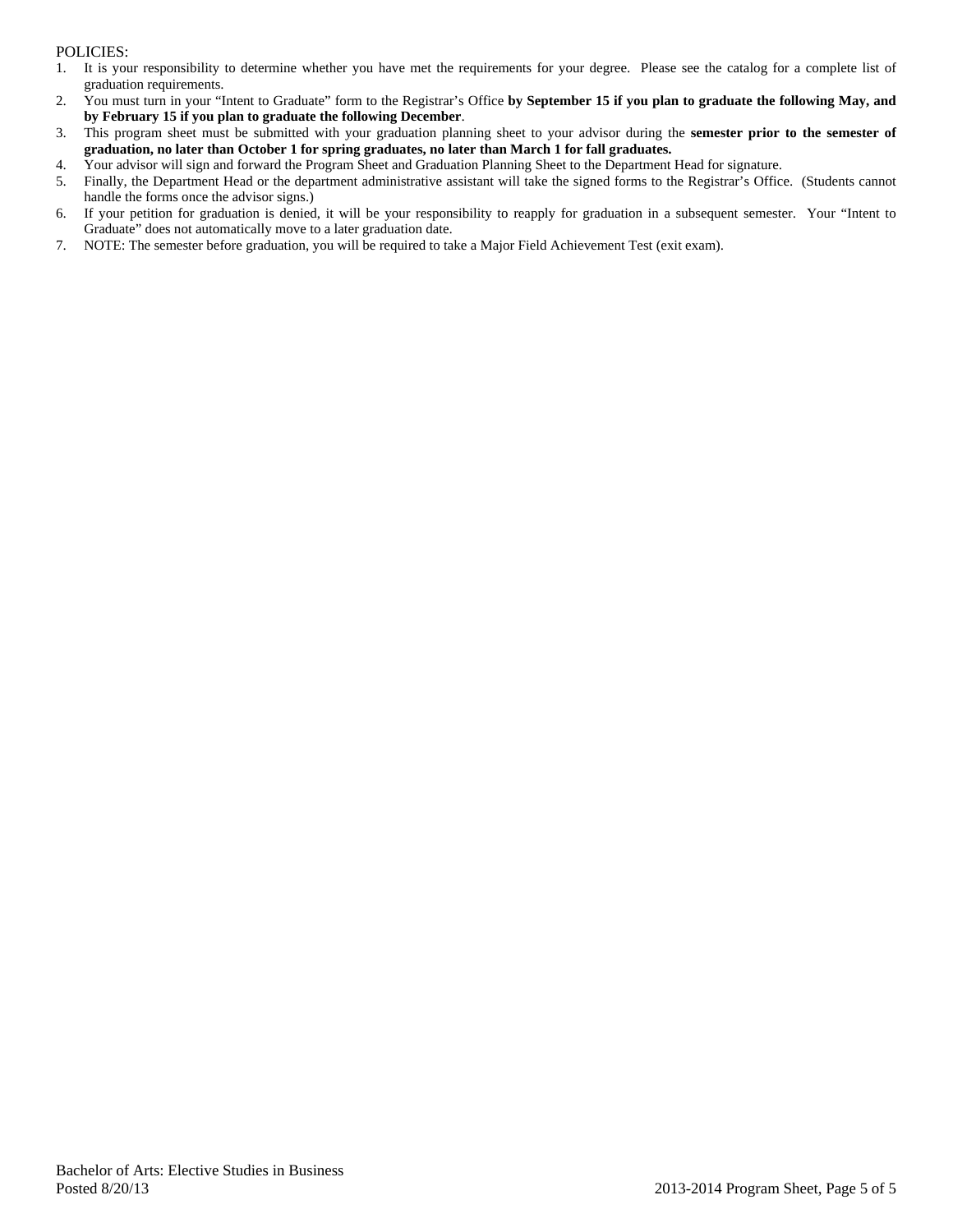POLICIES:

1. It is your responsibility to determine whether you have met the requirements for your degree. Please see the catalog for a complete list of graduation requirements.
2. You must turn in your "Intent to Graduate" form to the Registrar's Office **by September 15 if you plan to graduate the following May, and by February 15 if you plan to graduate the following December**.
3. This program sheet must be submitted with your graduation planning sheet to your advisor during the **semester prior to the semester of graduation, no later than October 1 for spring graduates, no later than March 1 for fall graduates.**
4. Your advisor will sign and forward the Program Sheet and Graduation Planning Sheet to the Department Head for signature.
5. Finally, the Department Head or the department administrative assistant will take the signed forms to the Registrar's Office. (Students cannot handle the forms once the advisor signs.)
6. If your petition for graduation is denied, it will be your responsibility to reapply for graduation in a subsequent semester. Your "Intent to Graduate" does not automatically move to a later graduation date.
7. NOTE: The semester before graduation, you will be required to take a Major Field Achievement Test (exit exam).